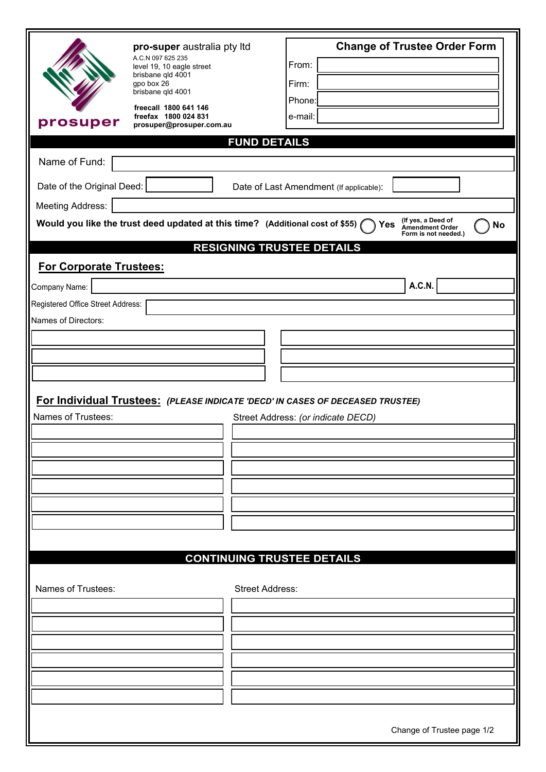**pro-super** australia pty ltd
A.C.N 097 625 235
level 19, 10 eagle street
brisbane qld 4001
gpo box 26
brisbane qld 4001

**freecall 1800 641 146**
**freefax 1800 024 831**
**prosuper@prosuper.com.au**

prosuper

## Change of Trustee Order Form

From: 

Firm: 

Phone: 

e-mail: 

## FUND DETAILS

Name of Fund: 

Date of the Original Deed: 

Date of Last Amendment (If applicable): 

Meeting Address: 

**Would you like the trust deed updated at this time? (Additional cost of $55)** ◯ **Yes** **(If yes, a Deed of Amendment Order Form is not needed.)** ◯ **No**

## RESIGNING TRUSTEE DETAILS

### For Corporate Trustees:

Company Name: **A.C.N.** 

Registered Office Street Address: 

Names of Directors:

| | |
|---|---|
| | |
| | |
| | |

### For Individual Trustees: *(PLEASE INDICATE 'DECD' IN CASES OF DECEASED TRUSTEE)*

| Names of Trustees: | Street Address: *(or indicate DECD)* |
|---|---|
| | |
| | |
| | |
| | |
| | |
| | |

## CONTINUING TRUSTEE DETAILS

| Names of Trustees: | Street Address: |
|---|---|
| | |
| | |
| | |
| | |
| | |
| | |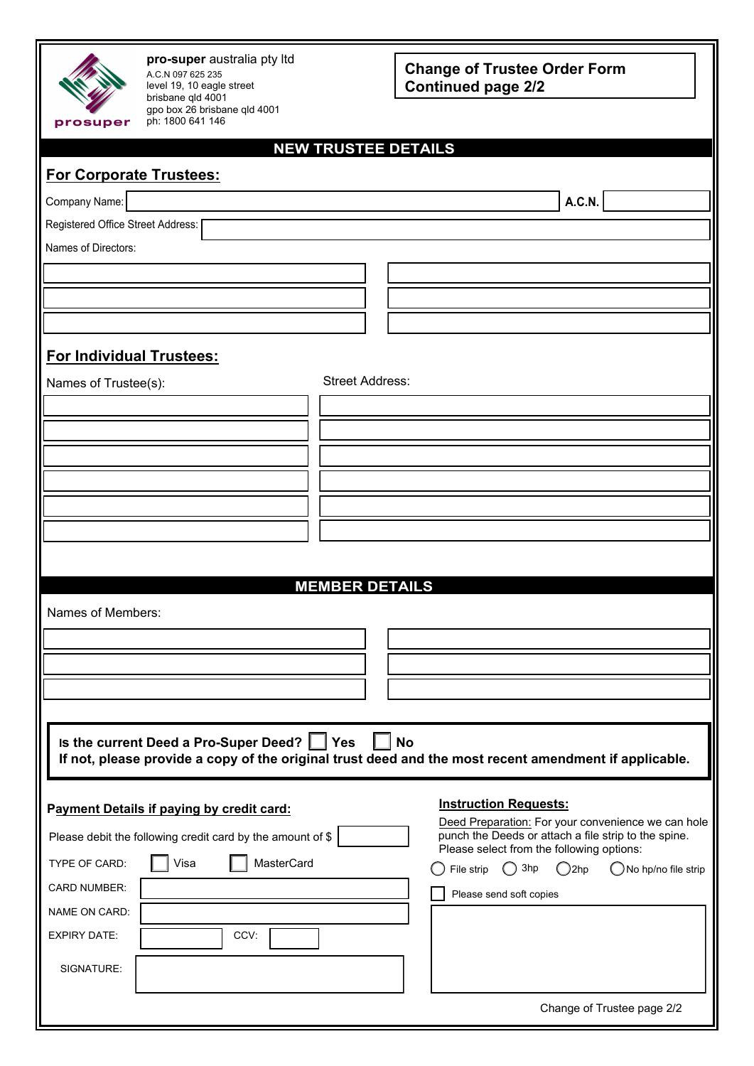**pro-super** australia pty ltd
A.C.N 097 625 235
level 19, 10 eagle street
brisbane qld 4001
gpo box 26 brisbane qld 4001
ph: 1800 641 146

**Change of Trustee Order Form**
**Continued page 2/2**

## NEW TRUSTEE DETAILS

### For Corporate Trustees:

Company Name: ______________________ **A.C.N.** __________

Registered Office Street Address: ______________________

Names of Directors:

| | |
|---|---|
| | |
| | |
| | |

### For Individual Trustees:

| Names of Trustee(s): | Street Address: |
|---|---|
| | |
| | |
| | |
| | |
| | |
| | |

## MEMBER DETAILS

Names of Members:

| | |
|---|---|
| | |
| | |
| | |

**Is the current Deed a Pro-Super Deed?** ☐ **Yes** ☐ **No**
**If not, please provide a copy of the original trust deed and the most recent amendment if applicable.**

**Payment Details if paying by credit card:**

Please debit the following credit card by the amount of $ __________

TYPE OF CARD: ☐ Visa ☐ MasterCard

CARD NUMBER: ______________________

NAME ON CARD: ______________________

EXPIRY DATE: __________ CCV: ______

SIGNATURE: ______________________

**Instruction Requests:**

Deed Preparation: For your convenience we can hole punch the Deeds or attach a file strip to the spine. Please select from the following options:

◯ File strip ◯ 3hp ◯ 2hp ◯ No hp/no file strip

☐ Please send soft copies